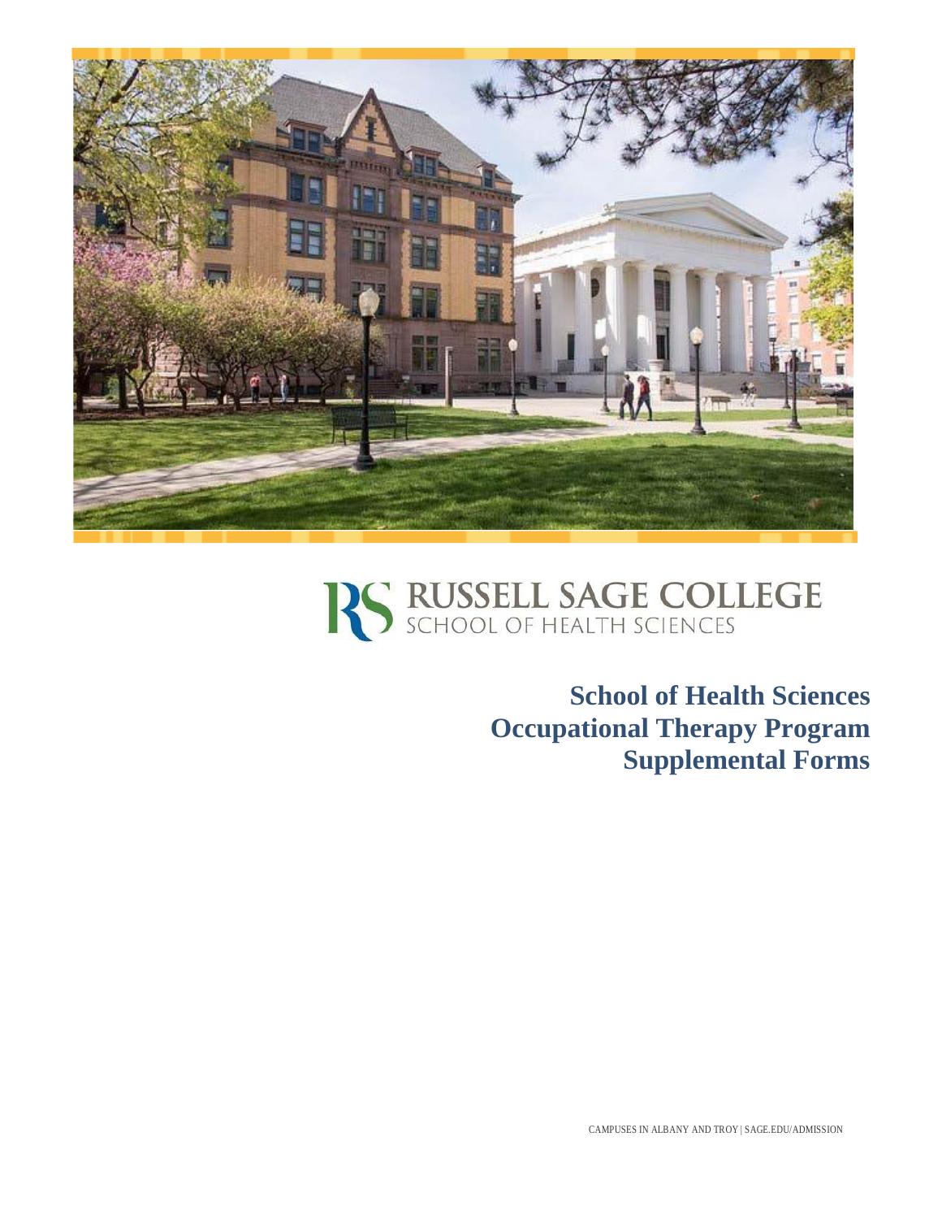RUSSELL SAGE COLLEGE
SCHOOL OF HEALTH SCIENCES

# School of Health Sciences
# Occupational Therapy Program
# Supplemental Forms

CAMPUSES IN ALBANY AND TROY | SAGE.EDU/ADMISSION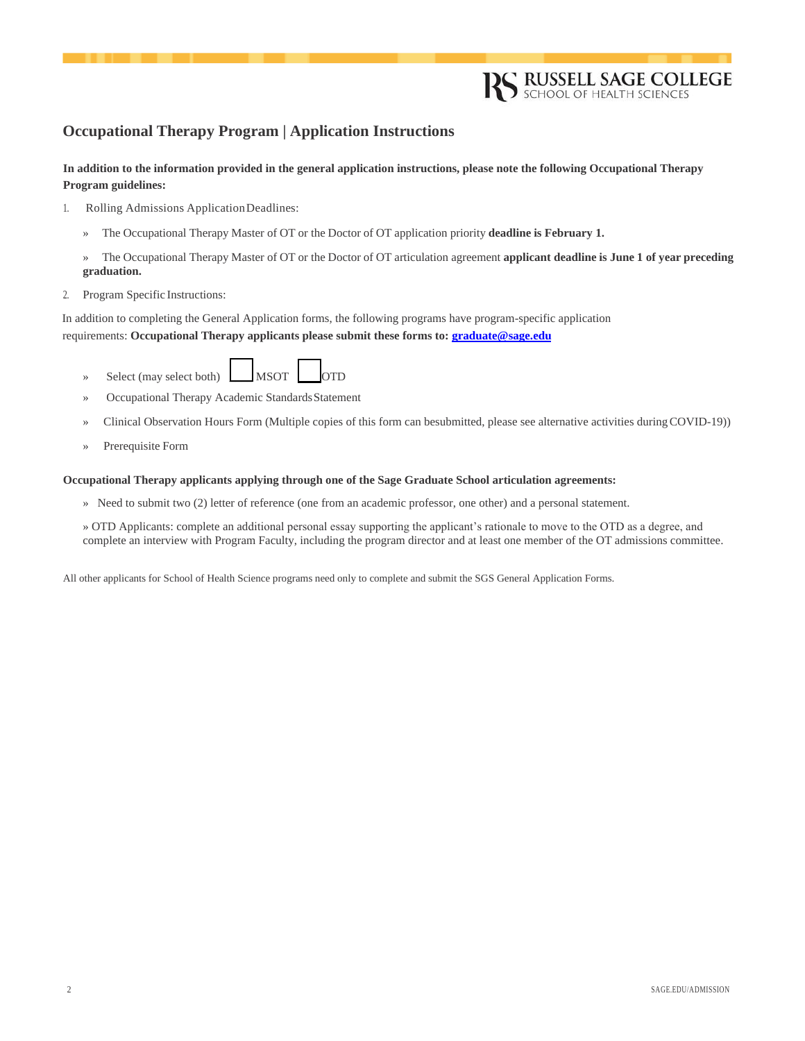## Occupational Therapy Program | Application Instructions

**In addition to the information provided in the general application instructions, please note the following Occupational Therapy Program guidelines:**

1. Rolling Admissions Application Deadlines:

   » The Occupational Therapy Master of OT or the Doctor of OT application priority **deadline is February 1.**

   » The Occupational Therapy Master of OT or the Doctor of OT articulation agreement **applicant deadline is June 1 of year preceding graduation.**

2. Program Specific Instructions:

In addition to completing the General Application forms, the following programs have program-specific application requirements: **Occupational Therapy applicants please submit these forms to: graduate@sage.edu**

- Select (may select both) ☐ MSOT ☐ OTD
- Occupational Therapy Academic Standards Statement
- Clinical Observation Hours Form (Multiple copies of this form can be submitted, please see alternative activities during COVID-19))
- Prerequisite Form

**Occupational Therapy applicants applying through one of the Sage Graduate School articulation agreements:**

- Need to submit two (2) letter of reference (one from an academic professor, one other) and a personal statement.
- OTD Applicants: complete an additional personal essay supporting the applicant's rationale to move to the OTD as a degree, and complete an interview with Program Faculty, including the program director and at least one member of the OT admissions committee.

All other applicants for School of Health Science programs need only to complete and submit the SGS General Application Forms.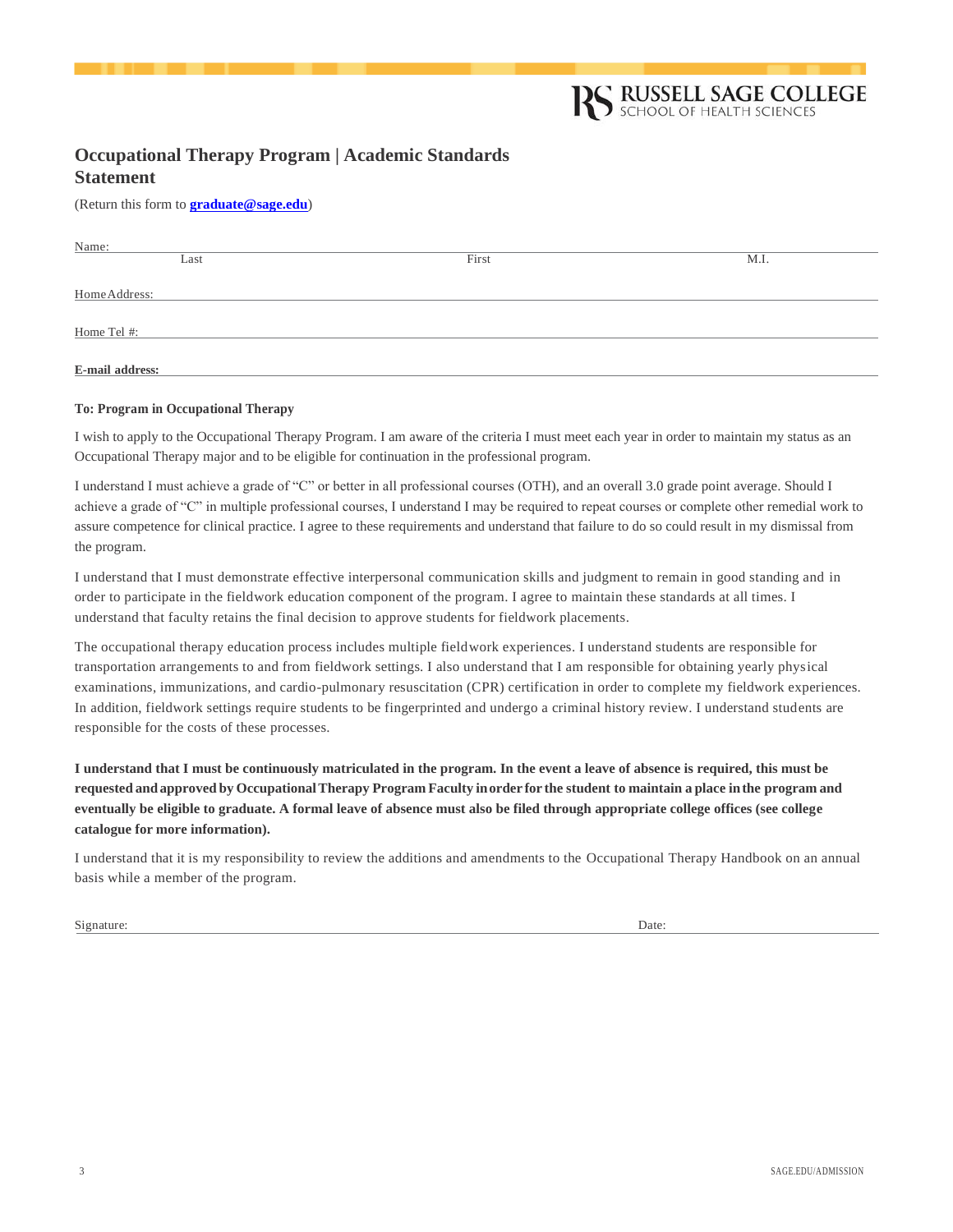RUSSELL SAGE COLLEGE
SCHOOL OF HEALTH SCIENCES

# Occupational Therapy Program | Academic Standards Statement

(Return this form to **graduate@sage.edu**)

Name: ______________________________________________
Last First M.I.

Home Address: ______________________________________________

Home Tel #: ______________________________________________

**E-mail address:** ______________________________________________

**To: Program in Occupational Therapy**

I wish to apply to the Occupational Therapy Program. I am aware of the criteria I must meet each year in order to maintain my status as an Occupational Therapy major and to be eligible for continuation in the professional program.

I understand I must achieve a grade of "C" or better in all professional courses (OTH), and an overall 3.0 grade point average. Should I achieve a grade of "C" in multiple professional courses, I understand I may be required to repeat courses or complete other remedial work to assure competence for clinical practice. I agree to these requirements and understand that failure to do so could result in my dismissal from the program.

I understand that I must demonstrate effective interpersonal communication skills and judgment to remain in good standing and in order to participate in the fieldwork education component of the program. I agree to maintain these standards at all times. I understand that faculty retains the final decision to approve students for fieldwork placements.

The occupational therapy education process includes multiple fieldwork experiences. I understand students are responsible for transportation arrangements to and from fieldwork settings. I also understand that I am responsible for obtaining yearly physical examinations, immunizations, and cardio-pulmonary resuscitation (CPR) certification in order to complete my fieldwork experiences. In addition, fieldwork settings require students to be fingerprinted and undergo a criminal history review. I understand students are responsible for the costs of these processes.

**I understand that I must be continuously matriculated in the program. In the event a leave of absence is required, this must be requested and approved by Occupational Therapy Program Faculty in order for the student to maintain a place in the program and eventually be eligible to graduate. A formal leave of absence must also be filed through appropriate college offices (see college catalogue for more information).**

I understand that it is my responsibility to review the additions and amendments to the Occupational Therapy Handbook on an annual basis while a member of the program.

Signature: ______________________________ Date: ______________

SAGE.EDU/ADMISSION